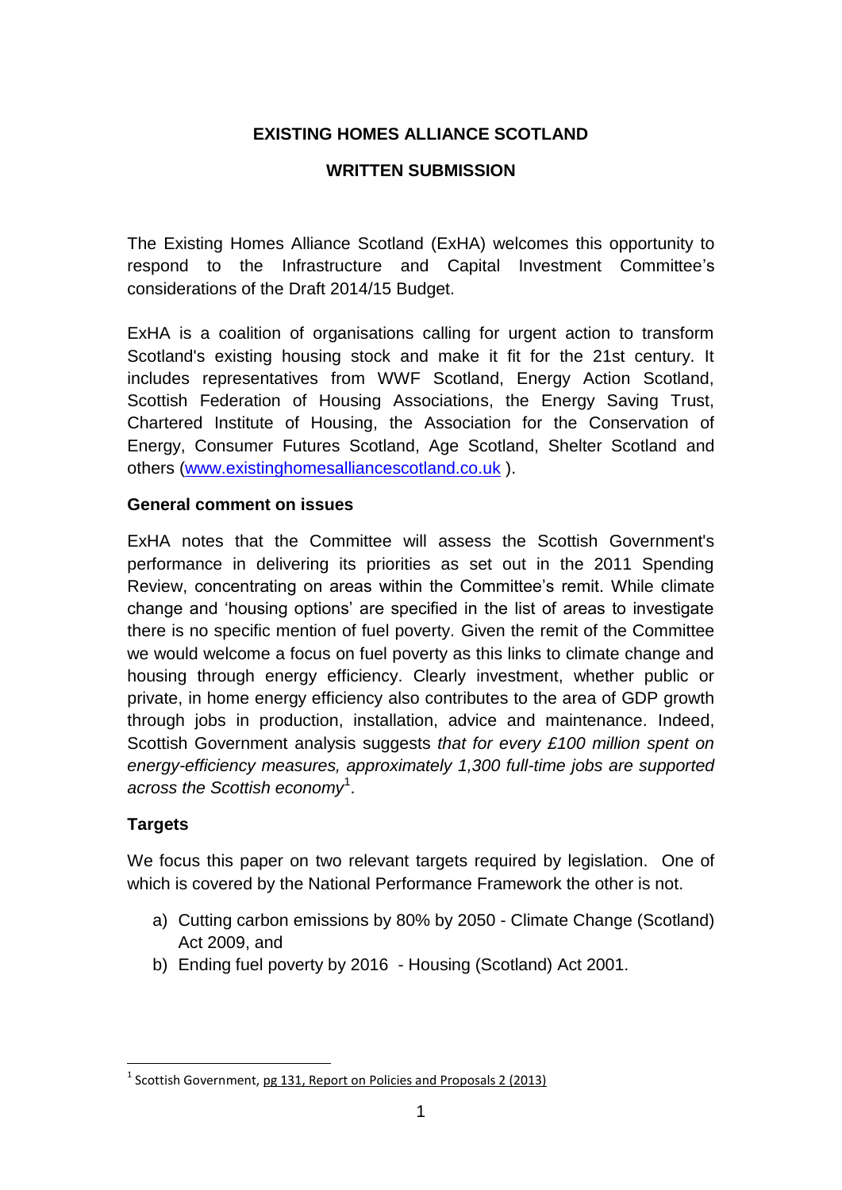**EXISTING HOMES ALLIANCE SCOTLAND**

**WRITTEN SUBMISSION**

The Existing Homes Alliance Scotland (ExHA) welcomes this opportunity to respond to the Infrastructure and Capital Investment Committee's considerations of the Draft 2014/15 Budget.

ExHA is a coalition of organisations calling for urgent action to transform Scotland's existing housing stock and make it fit for the 21st century. It includes representatives from WWF Scotland, Energy Action Scotland, Scottish Federation of Housing Associations, the Energy Saving Trust, Chartered Institute of Housing, the Association for the Conservation of Energy, Consumer Futures Scotland, Age Scotland, Shelter Scotland and others (www.existinghomesalliancescotland.co.uk ).

**General comment on issues**

ExHA notes that the Committee will assess the Scottish Government's performance in delivering its priorities as set out in the 2011 Spending Review, concentrating on areas within the Committee's remit. While climate change and 'housing options' are specified in the list of areas to investigate there is no specific mention of fuel poverty. Given the remit of the Committee we would welcome a focus on fuel poverty as this links to climate change and housing through energy efficiency. Clearly investment, whether public or private, in home energy efficiency also contributes to the area of GDP growth through jobs in production, installation, advice and maintenance. Indeed, Scottish Government analysis suggests *that for every £100 million spent on energy-efficiency measures, approximately 1,300 full-time jobs are supported across the Scottish economy*[1].

**Targets**

We focus this paper on two relevant targets required by legislation. One of which is covered by the National Performance Framework the other is not.

a) Cutting carbon emissions by 80% by 2050 - Climate Change (Scotland) Act 2009, and
b) Ending fuel poverty by 2016 - Housing (Scotland) Act 2001.

---

[1] Scottish Government, pg 131, Report on Policies and Proposals 2 (2013)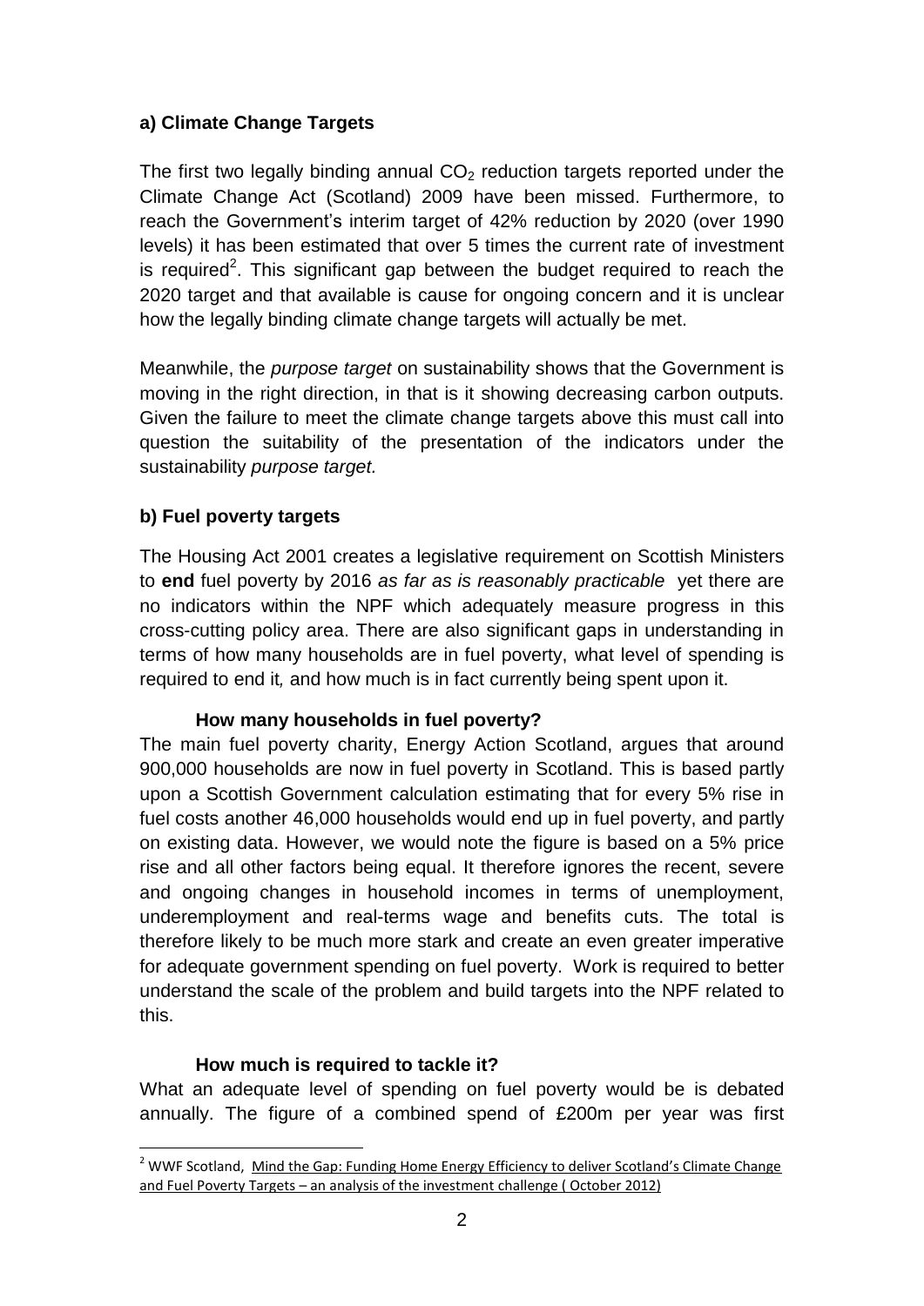**a) Climate Change Targets**

The first two legally binding annual $CO_2$ reduction targets reported under the Climate Change Act (Scotland) 2009 have been missed. Furthermore, to reach the Government's interim target of 42% reduction by 2020 (over 1990 levels) it has been estimated that over 5 times the current rate of investment is required[2]. This significant gap between the budget required to reach the 2020 target and that available is cause for ongoing concern and it is unclear how the legally binding climate change targets will actually be met.

Meanwhile, the *purpose target* on sustainability shows that the Government is moving in the right direction, in that is it showing decreasing carbon outputs. Given the failure to meet the climate change targets above this must call into question the suitability of the presentation of the indicators under the sustainability *purpose target.*

**b) Fuel poverty targets**

The Housing Act 2001 creates a legislative requirement on Scottish Ministers to **end** fuel poverty by 2016 *as far as is reasonably practicable* yet there are no indicators within the NPF which adequately measure progress in this cross-cutting policy area. There are also significant gaps in understanding in terms of how many households are in fuel poverty, what level of spending is required to end it*,* and how much is in fact currently being spent upon it.

**How many households in fuel poverty?**

The main fuel poverty charity, Energy Action Scotland, argues that around 900,000 households are now in fuel poverty in Scotland. This is based partly upon a Scottish Government calculation estimating that for every 5% rise in fuel costs another 46,000 households would end up in fuel poverty, and partly on existing data. However, we would note the figure is based on a 5% price rise and all other factors being equal. It therefore ignores the recent, severe and ongoing changes in household incomes in terms of unemployment, underemployment and real-terms wage and benefits cuts. The total is therefore likely to be much more stark and create an even greater imperative for adequate government spending on fuel poverty. Work is required to better understand the scale of the problem and build targets into the NPF related to this.

**How much is required to tackle it?**

What an adequate level of spending on fuel poverty would be is debated annually. The figure of a combined spend of £200m per year was first

[2] WWF Scotland, Mind the Gap: Funding Home Energy Efficiency to deliver Scotland's Climate Change and Fuel Poverty Targets – an analysis of the investment challenge ( October 2012)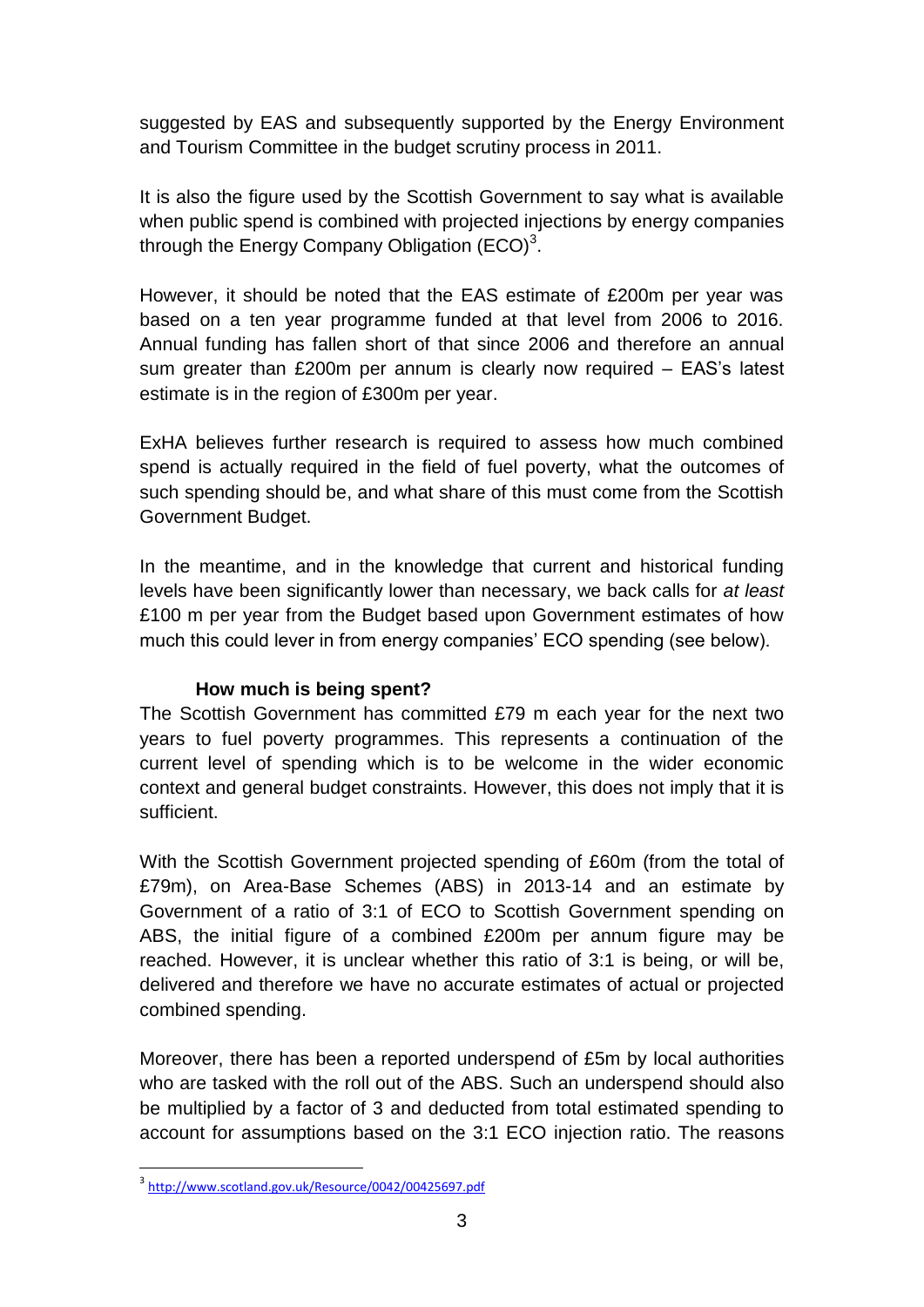suggested by EAS and subsequently supported by the Energy Environment and Tourism Committee in the budget scrutiny process in 2011.

It is also the figure used by the Scottish Government to say what is available when public spend is combined with projected injections by energy companies through the Energy Company Obligation (ECO)[3].

However, it should be noted that the EAS estimate of £200m per year was based on a ten year programme funded at that level from 2006 to 2016. Annual funding has fallen short of that since 2006 and therefore an annual sum greater than £200m per annum is clearly now required – EAS's latest estimate is in the region of £300m per year.

ExHA believes further research is required to assess how much combined spend is actually required in the field of fuel poverty, what the outcomes of such spending should be, and what share of this must come from the Scottish Government Budget.

In the meantime, and in the knowledge that current and historical funding levels have been significantly lower than necessary, we back calls for *at least* £100 m per year from the Budget based upon Government estimates of how much this could lever in from energy companies' ECO spending (see below).

### How much is being spent?

The Scottish Government has committed £79 m each year for the next two years to fuel poverty programmes. This represents a continuation of the current level of spending which is to be welcome in the wider economic context and general budget constraints. However, this does not imply that it is sufficient.

With the Scottish Government projected spending of £60m (from the total of £79m), on Area-Base Schemes (ABS) in 2013-14 and an estimate by Government of a ratio of 3:1 of ECO to Scottish Government spending on ABS, the initial figure of a combined £200m per annum figure may be reached. However, it is unclear whether this ratio of 3:1 is being, or will be, delivered and therefore we have no accurate estimates of actual or projected combined spending.

Moreover, there has been a reported underspend of £5m by local authorities who are tasked with the roll out of the ABS. Such an underspend should also be multiplied by a factor of 3 and deducted from total estimated spending to account for assumptions based on the 3:1 ECO injection ratio. The reasons

[3] http://www.scotland.gov.uk/Resource/0042/00425697.pdf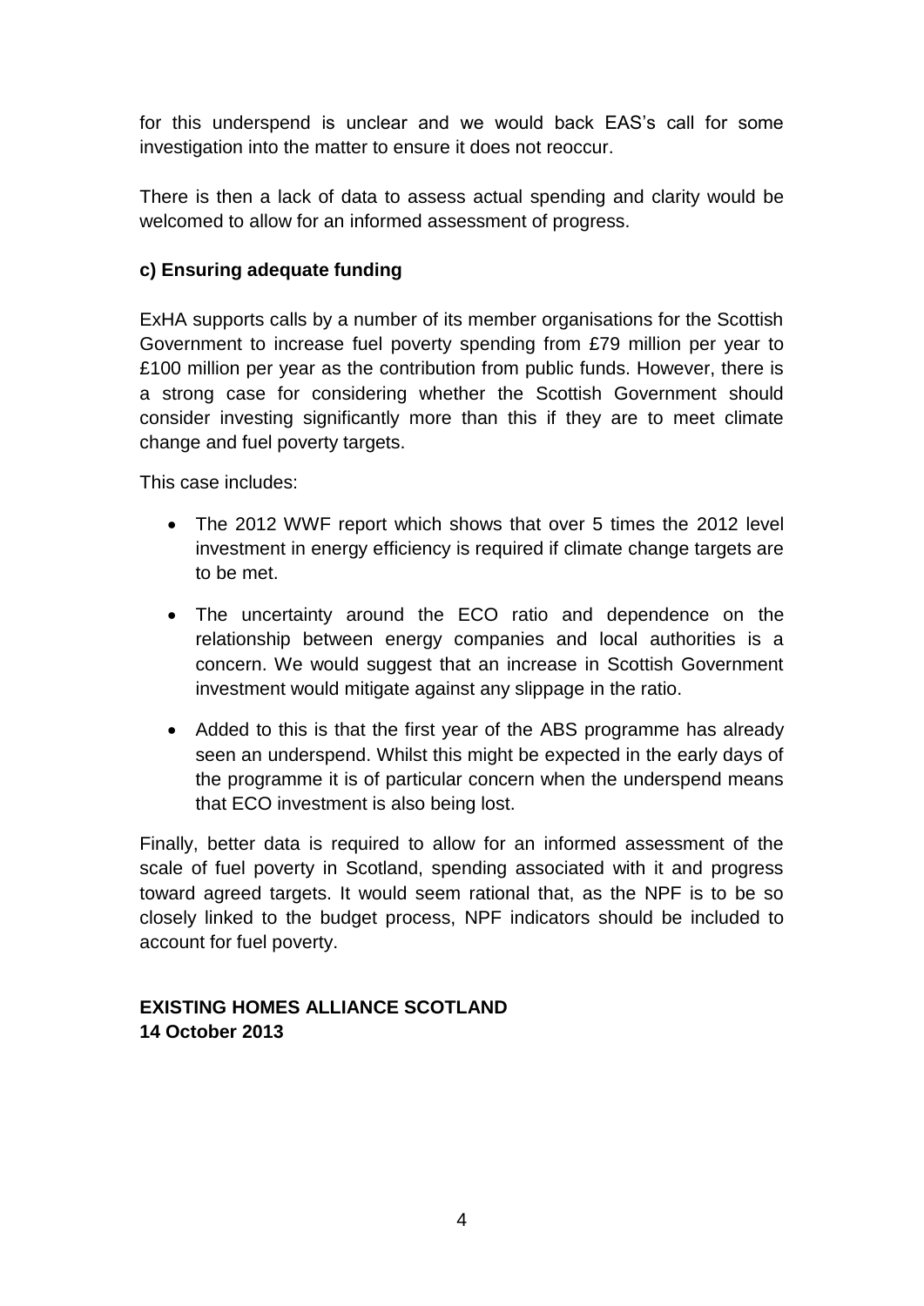for this underspend is unclear and we would back EAS's call for some investigation into the matter to ensure it does not reoccur.

There is then a lack of data to assess actual spending and clarity would be welcomed to allow for an informed assessment of progress.

**c) Ensuring adequate funding**

ExHA supports calls by a number of its member organisations for the Scottish Government to increase fuel poverty spending from £79 million per year to £100 million per year as the contribution from public funds. However, there is a strong case for considering whether the Scottish Government should consider investing significantly more than this if they are to meet climate change and fuel poverty targets.

This case includes:

- The 2012 WWF report which shows that over 5 times the 2012 level investment in energy efficiency is required if climate change targets are to be met.
- The uncertainty around the ECO ratio and dependence on the relationship between energy companies and local authorities is a concern. We would suggest that an increase in Scottish Government investment would mitigate against any slippage in the ratio.
- Added to this is that the first year of the ABS programme has already seen an underspend. Whilst this might be expected in the early days of the programme it is of particular concern when the underspend means that ECO investment is also being lost.

Finally, better data is required to allow for an informed assessment of the scale of fuel poverty in Scotland, spending associated with it and progress toward agreed targets. It would seem rational that, as the NPF is to be so closely linked to the budget process, NPF indicators should be included to account for fuel poverty.

**EXISTING HOMES ALLIANCE SCOTLAND**
**14 October 2013**